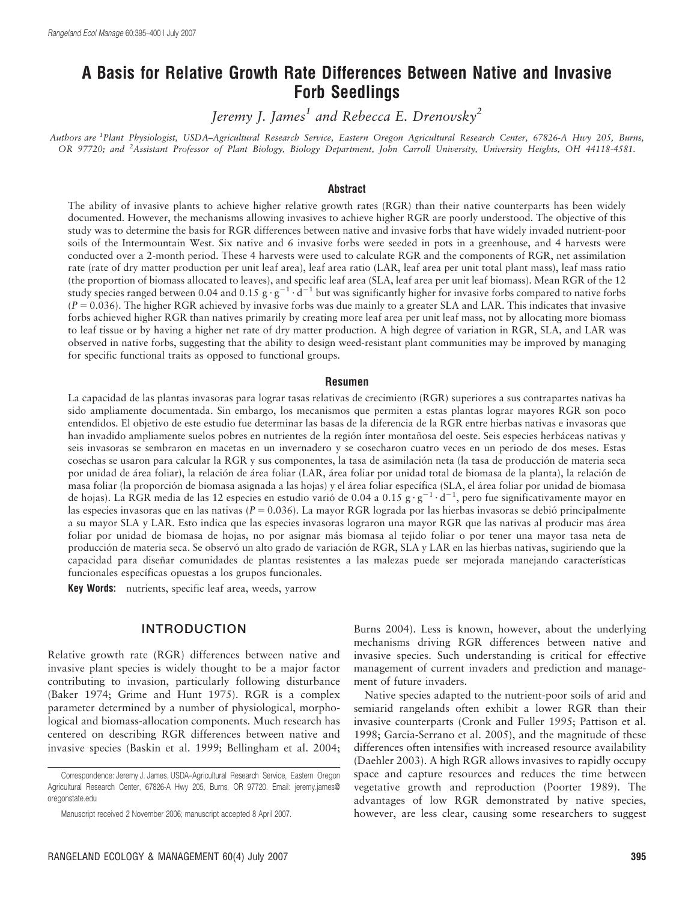# A Basis for Relative Growth Rate Differences Between Native and Invasive Forb Seedlings

*Jeremy J. James*[1] *and Rebecca E. Drenovsky*[2]

*Authors are* [1]*Plant Physiologist, USDA–Agricultural Research Service, Eastern Oregon Agricultural Research Center, 67826-A Hwy 205, Burns, OR 97720; and* [2]*Assistant Professor of Plant Biology, Biology Department, John Carroll University, University Heights, OH 44118-4581.*

## Abstract

The ability of invasive plants to achieve higher relative growth rates (RGR) than their native counterparts has been widely documented. However, the mechanisms allowing invasives to achieve higher RGR are poorly understood. The objective of this study was to determine the basis for RGR differences between native and invasive forbs that have widely invaded nutrient-poor soils of the Intermountain West. Six native and 6 invasive forbs were seeded in pots in a greenhouse, and 4 harvests were conducted over a 2-month period. These 4 harvests were used to calculate RGR and the components of RGR, net assimilation rate (rate of dry matter production per unit leaf area), leaf area ratio (LAR, leaf area per unit total plant mass), leaf mass ratio (the proportion of biomass allocated to leaves), and specific leaf area (SLA, leaf area per unit leaf biomass). Mean RGR of the 12 study species ranged between 0.04 and 0.15 $g \cdot g^{-1} \cdot d^{-1}$ but was significantly higher for invasive forbs compared to native forbs ($P = 0.036$). The higher RGR achieved by invasive forbs was due mainly to a greater SLA and LAR. This indicates that invasive forbs achieved higher RGR than natives primarily by creating more leaf area per unit leaf mass, not by allocating more biomass to leaf tissue or by having a higher net rate of dry matter production. A high degree of variation in RGR, SLA, and LAR was observed in native forbs, suggesting that the ability to design weed-resistant plant communities may be improved by managing for specific functional traits as opposed to functional groups.

## Resumen

La capacidad de las plantas invasoras para lograr tasas relativas de crecimiento (RGR) superiores a sus contrapartes nativas ha sido ampliamente documentada. Sin embargo, los mecanismos que permiten a estas plantas lograr mayores RGR son poco entendidos. El objetivo de este estudio fue determinar las basas de la diferencia de la RGR entre hierbas nativas e invasoras que han invadido ampliamente suelos pobres en nutrientes de la región ínter montañosa del oeste. Seis especies herbáceas nativas y seis invasoras se sembraron en macetas en un invernadero y se cosecharon cuatro veces en un periodo de dos meses. Estas cosechas se usaron para calcular la RGR y sus componentes, la tasa de asimilación neta (la tasa de producción de materia seca por unidad de área foliar), la relación de área foliar (LAR, área foliar por unidad total de biomasa de la planta), la relación de masa foliar (la proporción de biomasa asignada a las hojas) y el área foliar específica (SLA, el área foliar por unidad de biomasa de hojas). La RGR media de las 12 especies en estudio varió de 0.04 a 0.15 $g \cdot g^{-1} \cdot d^{-1}$, pero fue significativamente mayor en las especies invasoras que en las nativas ($P = 0.036$). La mayor RGR lograda por las hierbas invasoras se debió principalmente a su mayor SLA y LAR. Esto indica que las especies invasoras lograron una mayor RGR que las nativas al producir mas área foliar por unidad de biomasa de hojas, no por asignar más biomasa al tejido foliar o por tener una mayor tasa neta de producción de materia seca. Se observó un alto grado de variación de RGR, SLA y LAR en las hierbas nativas, sugiriendo que la capacidad para diseñar comunidades de plantas resistentes a las malezas puede ser mejorada manejando características funcionales específicas opuestas a los grupos funcionales.

**Key Words:** nutrients, specific leaf area, weeds, yarrow

## INTRODUCTION

Relative growth rate (RGR) differences between native and invasive plant species is widely thought to be a major factor contributing to invasion, particularly following disturbance (Baker 1974; Grime and Hunt 1975). RGR is a complex parameter determined by a number of physiological, morphological and biomass-allocation components. Much research has centered on describing RGR differences between native and invasive species (Baskin et al. 1999; Bellingham et al. 2004; Burns 2004). Less is known, however, about the underlying mechanisms driving RGR differences between native and invasive species. Such understanding is critical for effective management of current invaders and prediction and management of future invaders.

Native species adapted to the nutrient-poor soils of arid and semiarid rangelands often exhibit a lower RGR than their invasive counterparts (Cronk and Fuller 1995; Pattison et al. 1998; Garcia-Serrano et al. 2005), and the magnitude of these differences often intensifies with increased resource availability (Daehler 2003). A high RGR allows invasives to rapidly occupy space and capture resources and reduces the time between vegetative growth and reproduction (Poorter 1989). The advantages of low RGR demonstrated by native species, however, are less clear, causing some researchers to suggest

Correspondence: Jeremy J. James, USDA–Agricultural Research Service, Eastern Oregon Agricultural Research Center, 67826-A Hwy 205, Burns, OR 97720. Email: jeremy.james@oregonstate.edu

Manuscript received 2 November 2006; manuscript accepted 8 April 2007.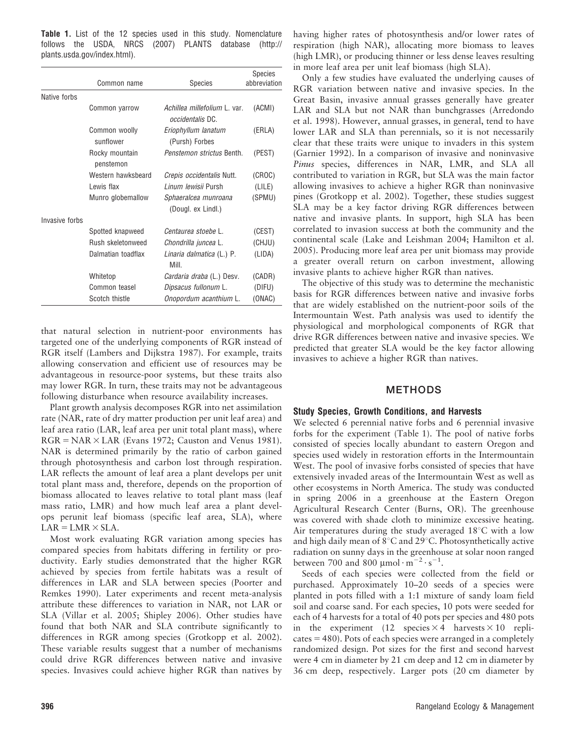**Table 1.** List of the 12 species used in this study. Nomenclature follows the USDA, NRCS (2007) PLANTS database (http://plants.usda.gov/index.html).

| | Common name | Species | Species abbreviation |
|---|---|---|---|
| Native forbs | | | |
| | Common yarrow | *Achillea millefolium* L. var. *occidentalis* DC. | (ACMI) |
| | Common woolly sunflower | *Eriophyllum lanatum* (Pursh) Forbes | (ERLA) |
| | Rocky mountain penstemon | *Penstemon strictus* Benth. | (PEST) |
| | Western hawksbeard | *Crepis occidentalis* Nutt. | (CROC) |
| | Lewis flax | *Linum lewisii* Pursh | (LILE) |
| | Munro globemallow | *Sphaeralcea munroana* (Dougl. ex Lindl.) | (SPMU) |
| Invasive forbs | | | |
| | Spotted knapweed | *Centaurea stoebe* L. | (CEST) |
| | Rush skeletonweed | *Chondrilla juncea* L. | (CHJU) |
| | Dalmatian toadflax | *Linaria dalmatica* (L.) P. Mill. | (LIDA) |
| | Whitetop | *Cardaria draba* (L.) Desv. | (CADR) |
| | Common teasel | *Dipsacus fullonum* L. | (DIFU) |
| | Scotch thistle | *Onopordum acanthium* L. | (ONAC) |

that natural selection in nutrient-poor environments has targeted one of the underlying components of RGR instead of RGR itself (Lambers and Dijkstra 1987). For example, traits allowing conservation and efficient use of resources may be advantageous in resource-poor systems, but these traits also may lower RGR. In turn, these traits may not be advantageous following disturbance when resource availability increases.

Plant growth analysis decomposes RGR into net assimilation rate (NAR, rate of dry matter production per unit leaf area) and leaf area ratio (LAR, leaf area per unit total plant mass), where $RGR = NAR \times LAR$ (Evans 1972; Causton and Venus 1981). NAR is determined primarily by the ratio of carbon gained through photosynthesis and carbon lost through respiration. LAR reflects the amount of leaf area a plant develops per unit total plant mass and, therefore, depends on the proportion of biomass allocated to leaves relative to total plant mass (leaf mass ratio, LMR) and how much leaf area a plant develops perunit leaf biomass (specific leaf area, SLA), where $LAR = LMR \times SLA$.

Most work evaluating RGR variation among species has compared species from habitats differing in fertility or productivity. Early studies demonstrated that the higher RGR achieved by species from fertile habitats was a result of differences in LAR and SLA between species (Poorter and Remkes 1990). Later experiments and recent meta-analysis attribute these differences to variation in NAR, not LAR or SLA (Villar et al. 2005; Shipley 2006). Other studies have found that both NAR and SLA contribute significantly to differences in RGR among species (Grotkopp et al. 2002). These variable results suggest that a number of mechanisms could drive RGR differences between native and invasive species. Invasives could achieve higher RGR than natives by having higher rates of photosynthesis and/or lower rates of respiration (high NAR), allocating more biomass to leaves (high LMR), or producing thinner or less dense leaves resulting in more leaf area per unit leaf biomass (high SLA).

Only a few studies have evaluated the underlying causes of RGR variation between native and invasive species. In the Great Basin, invasive annual grasses generally have greater LAR and SLA but not NAR than bunchgrasses (Arredondo et al. 1998). However, annual grasses, in general, tend to have lower LAR and SLA than perennials, so it is not necessarily clear that these traits were unique to invaders in this system (Garnier 1992). In a comparison of invasive and noninvasive *Pinus* species, differences in NAR, LMR, and SLA all contributed to variation in RGR, but SLA was the main factor allowing invasives to achieve a higher RGR than noninvasive pines (Grotkopp et al. 2002). Together, these studies suggest SLA may be a key factor driving RGR differences between native and invasive plants. In support, high SLA has been correlated to invasion success at both the community and the continental scale (Lake and Leishman 2004; Hamilton et al. 2005). Producing more leaf area per unit biomass may provide a greater overall return on carbon investment, allowing invasive plants to achieve higher RGR than natives.

The objective of this study was to determine the mechanistic basis for RGR differences between native and invasive forbs that are widely established on the nutrient-poor soils of the Intermountain West. Path analysis was used to identify the physiological and morphological components of RGR that drive RGR differences between native and invasive species. We predicted that greater SLA would be the key factor allowing invasives to achieve a higher RGR than natives.

## METHODS

### Study Species, Growth Conditions, and Harvests

We selected 6 perennial native forbs and 6 perennial invasive forbs for the experiment (Table 1). The pool of native forbs consisted of species locally abundant to eastern Oregon and species used widely in restoration efforts in the Intermountain West. The pool of invasive forbs consisted of species that have extensively invaded areas of the Intermountain West as well as other ecosystems in North America. The study was conducted in spring 2006 in a greenhouse at the Eastern Oregon Agricultural Research Center (Burns, OR). The greenhouse was covered with shade cloth to minimize excessive heating. Air temperatures during the study averaged 18°C with a low and high daily mean of 8°C and 29°C. Photosynthetically active radiation on sunny days in the greenhouse at solar noon ranged between 700 and 800 $\mu mol \cdot m^{-2} \cdot s^{-1}$.

Seeds of each species were collected from the field or purchased. Approximately 10–20 seeds of a species were planted in pots filled with a 1:1 mixture of sandy loam field soil and coarse sand. For each species, 10 pots were seeded for each of 4 harvests for a total of 40 pots per species and 480 pots in the experiment (12 species $\times$ 4 harvests $\times$ 10 replicates = 480). Pots of each species were arranged in a completely randomized design. Pot sizes for the first and second harvest were 4 cm in diameter by 21 cm deep and 12 cm in diameter by 36 cm deep, respectively. Larger pots (20 cm diameter by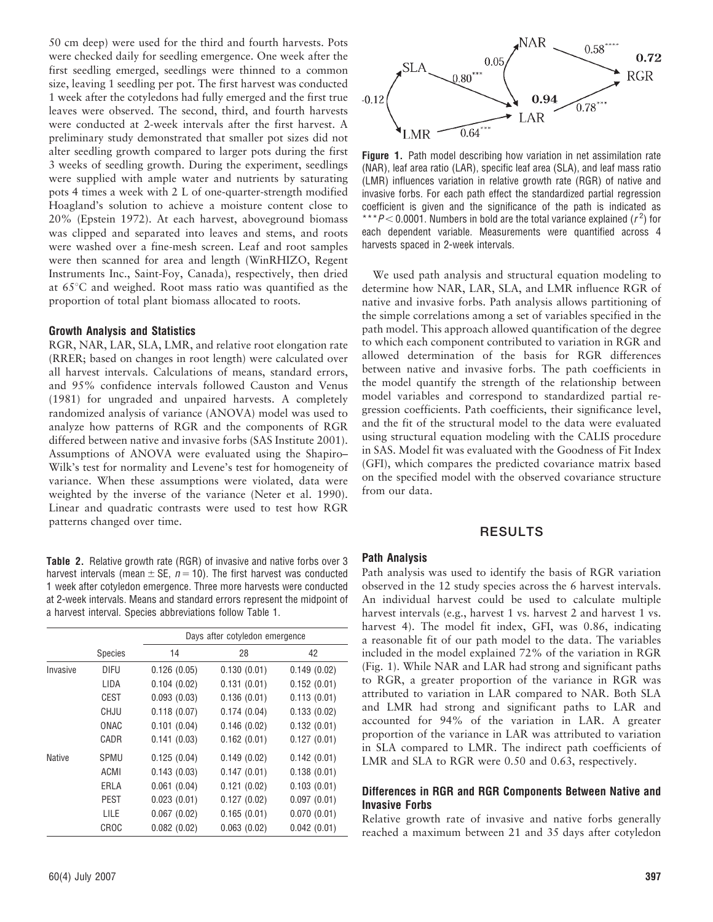50 cm deep) were used for the third and fourth harvests. Pots were checked daily for seedling emergence. One week after the first seedling emerged, seedlings were thinned to a common size, leaving 1 seedling per pot. The first harvest was conducted 1 week after the cotyledons had fully emerged and the first true leaves were observed. The second, third, and fourth harvests were conducted at 2-week intervals after the first harvest. A preliminary study demonstrated that smaller pot sizes did not alter seedling growth compared to larger pots during the first 3 weeks of seedling growth. During the experiment, seedlings were supplied with ample water and nutrients by saturating pots 4 times a week with 2 L of one-quarter-strength modified Hoagland's solution to achieve a moisture content close to 20% (Epstein 1972). At each harvest, aboveground biomass was clipped and separated into leaves and stems, and roots were washed over a fine-mesh screen. Leaf and root samples were then scanned for area and length (WinRHIZO, Regent Instruments Inc., Saint-Foy, Canada), respectively, then dried at 65°C and weighed. Root mass ratio was quantified as the proportion of total plant biomass allocated to roots.

### Growth Analysis and Statistics

RGR, NAR, LAR, SLA, LMR, and relative root elongation rate (RRER; based on changes in root length) were calculated over all harvest intervals. Calculations of means, standard errors, and 95% confidence intervals followed Causton and Venus (1981) for ungraded and unpaired harvests. A completely randomized analysis of variance (ANOVA) model was used to analyze how patterns of RGR and the components of RGR differed between native and invasive forbs (SAS Institute 2001). Assumptions of ANOVA were evaluated using the Shapiro–Wilk's test for normality and Levene's test for homogeneity of variance. When these assumptions were violated, data were weighted by the inverse of the variance (Neter et al. 1990). Linear and quadratic contrasts were used to test how RGR patterns changed over time.

**Table 2.** Relative growth rate (RGR) of invasive and native forbs over 3 harvest intervals (mean ± SE, $n = 10$). The first harvest was conducted 1 week after cotyledon emergence. Three more harvests were conducted at 2-week intervals. Means and standard errors represent the midpoint of a harvest interval. Species abbreviations follow Table 1.

| | | Days after cotyledon emergence | | |
|---|---|---|---|---|
| | Species | 14 | 28 | 42 |
| Invasive | DIFU | 0.126 (0.05) | 0.130 (0.01) | 0.149 (0.02) |
| | LIDA | 0.104 (0.02) | 0.131 (0.01) | 0.152 (0.01) |
| | CEST | 0.093 (0.03) | 0.136 (0.01) | 0.113 (0.01) |
| | CHJU | 0.118 (0.07) | 0.174 (0.04) | 0.133 (0.02) |
| | ONAC | 0.101 (0.04) | 0.146 (0.02) | 0.132 (0.01) |
| | CADR | 0.141 (0.03) | 0.162 (0.01) | 0.127 (0.01) |
| Native | SPMU | 0.125 (0.04) | 0.149 (0.02) | 0.142 (0.01) |
| | ACMI | 0.143 (0.03) | 0.147 (0.01) | 0.138 (0.01) |
| | ERLA | 0.061 (0.04) | 0.121 (0.02) | 0.103 (0.01) |
| | PEST | 0.023 (0.01) | 0.127 (0.02) | 0.097 (0.01) |
| | LILE | 0.067 (0.02) | 0.165 (0.01) | 0.070 (0.01) |
| | CROC | 0.082 (0.02) | 0.063 (0.02) | 0.042 (0.01) |

**Figure 1.** Path model describing how variation in net assimilation rate (NAR), leaf area ratio (LAR), specific leaf area (SLA), and leaf mass ratio (LMR) influences variation in relative growth rate (RGR) of native and invasive forbs. For each path effect the standardized partial regression coefficient is given and the significance of the path is indicated as $^{***}P < 0.0001$. Numbers in bold are the total variance explained ($r^2$) for each dependent variable. Measurements were quantified across 4 harvests spaced in 2-week intervals.

We used path analysis and structural equation modeling to determine how NAR, LAR, SLA, and LMR influence RGR of native and invasive forbs. Path analysis allows partitioning of the simple correlations among a set of variables specified in the path model. This approach allowed quantification of the degree to which each component contributed to variation in RGR and allowed determination of the basis for RGR differences between native and invasive forbs. The path coefficients in the model quantify the strength of the relationship between model variables and correspond to standardized partial regression coefficients. Path coefficients, their significance level, and the fit of the structural model to the data were evaluated using structural equation modeling with the CALIS procedure in SAS. Model fit was evaluated with the Goodness of Fit Index (GFI), which compares the predicted covariance matrix based on the specified model with the observed covariance structure from our data.

## RESULTS

### Path Analysis

Path analysis was used to identify the basis of RGR variation observed in the 12 study species across the 6 harvest intervals. An individual harvest could be used to calculate multiple harvest intervals (e.g., harvest 1 vs. harvest 2 and harvest 1 vs. harvest 4). The model fit index, GFI, was 0.86, indicating a reasonable fit of our path model to the data. The variables included in the model explained 72% of the variation in RGR (Fig. 1). While NAR and LAR had strong and significant paths to RGR, a greater proportion of the variance in RGR was attributed to variation in LAR compared to NAR. Both SLA and LMR had strong and significant paths to LAR and accounted for 94% of the variation in LAR. A greater proportion of the variance in LAR was attributed to variation in SLA compared to LMR. The indirect path coefficients of LMR and SLA to RGR were 0.50 and 0.63, respectively.

### Differences in RGR and RGR Components Between Native and Invasive Forbs

Relative growth rate of invasive and native forbs generally reached a maximum between 21 and 35 days after cotyledon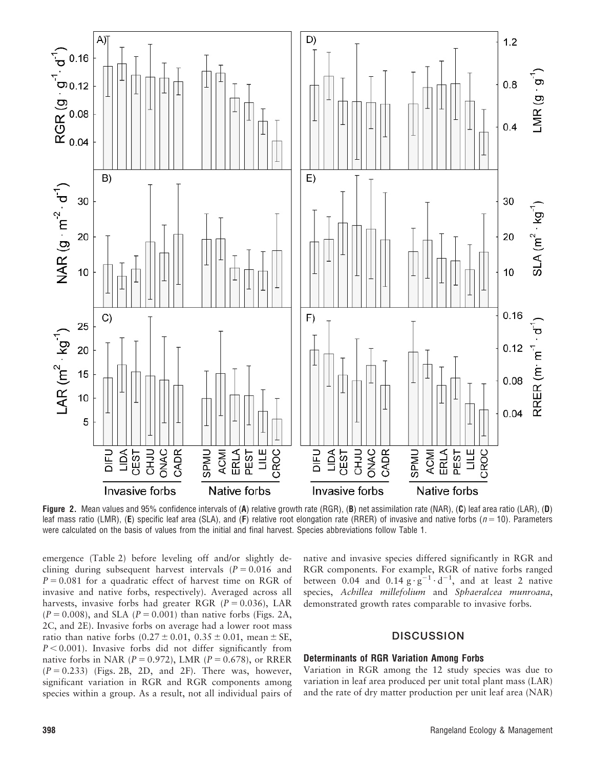**Figure 2.** Mean values and 95% confidence intervals of (**A**) relative growth rate (RGR), (**B**) net assimilation rate (NAR), (**C**) leaf area ratio (LAR), (**D**) leaf mass ratio (LMR), (**E**) specific leaf area (SLA), and (**F**) relative root elongation rate (RRER) of invasive and native forbs ($n = 10$). Parameters were calculated on the basis of values from the initial and final harvest. Species abbreviations follow Table 1.

emergence (Table 2) before leveling off and/or slightly declining during subsequent harvest intervals ($P = 0.016$ and $P = 0.081$ for a quadratic effect of harvest time on RGR of invasive and native forbs, respectively). Averaged across all harvests, invasive forbs had greater RGR ($P = 0.036$), LAR ($P = 0.008$), and SLA ($P = 0.001$) than native forbs (Figs. 2A, 2C, and 2E). Invasive forbs on average had a lower root mass ratio than native forbs ($0.27 \pm 0.01$, $0.35 \pm 0.01$, mean $\pm$ SE, $P < 0.001$). Invasive forbs did not differ significantly from native forbs in NAR ($P = 0.972$), LMR ($P = 0.678$), or RRER ($P = 0.233$) (Figs. 2B, 2D, and 2F). There was, however, significant variation in RGR and RGR components among species within a group. As a result, not all individual pairs of native and invasive species differed significantly in RGR and RGR components. For example, RGR of native forbs ranged between 0.04 and 0.14 $g \cdot g^{-1} \cdot d^{-1}$, and at least 2 native species, *Achillea millefolium* and *Sphaeralcea munroana*, demonstrated growth rates comparable to invasive forbs.

## DISCUSSION

### Determinants of RGR Variation Among Forbs

Variation in RGR among the 12 study species was due to variation in leaf area produced per unit total plant mass (LAR) and the rate of dry matter production per unit leaf area (NAR)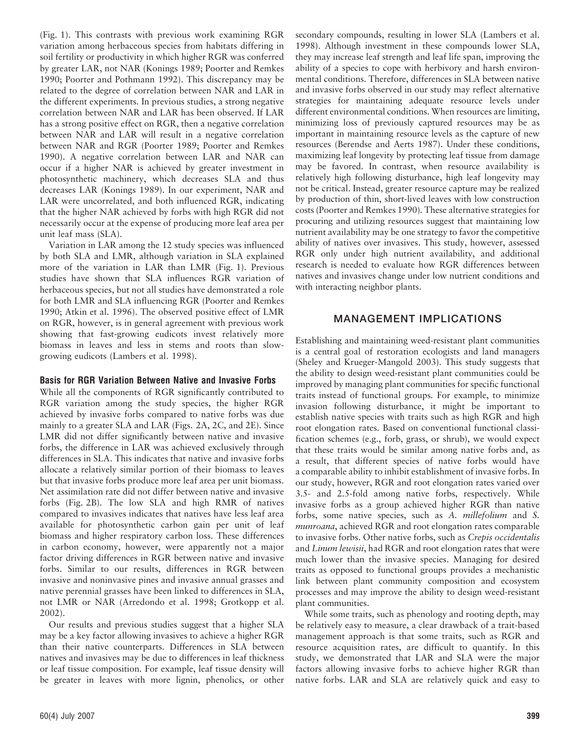(Fig. 1). This contrasts with previous work examining RGR variation among herbaceous species from habitats differing in soil fertility or productivity in which higher RGR was conferred by greater LAR, not NAR (Konings 1989; Poorter and Remkes 1990; Poorter and Pothmann 1992). This discrepancy may be related to the degree of correlation between NAR and LAR in the different experiments. In previous studies, a strong negative correlation between NAR and LAR has been observed. If LAR has a strong positive effect on RGR, then a negative correlation between NAR and LAR will result in a negative correlation between NAR and RGR (Poorter 1989; Poorter and Remkes 1990). A negative correlation between LAR and NAR can occur if a higher NAR is achieved by greater investment in photosynthetic machinery, which decreases SLA and thus decreases LAR (Konings 1989). In our experiment, NAR and LAR were uncorrelated, and both influenced RGR, indicating that the higher NAR achieved by forbs with high RGR did not necessarily occur at the expense of producing more leaf area per unit leaf mass (SLA).

Variation in LAR among the 12 study species was influenced by both SLA and LMR, although variation in SLA explained more of the variation in LAR than LMR (Fig. 1). Previous studies have shown that SLA influences RGR variation of herbaceous species, but not all studies have demonstrated a role for both LMR and SLA influencing RGR (Poorter and Remkes 1990; Atkin et al. 1996). The observed positive effect of LMR on RGR, however, is in general agreement with previous work showing that fast-growing eudicots invest relatively more biomass in leaves and less in stems and roots than slow-growing eudicots (Lambers et al. 1998).

### Basis for RGR Variation Between Native and Invasive Forbs

While all the components of RGR significantly contributed to RGR variation among the study species, the higher RGR achieved by invasive forbs compared to native forbs was due mainly to a greater SLA and LAR (Figs. 2A, 2C, and 2E). Since LMR did not differ significantly between native and invasive forbs, the difference in LAR was achieved exclusively through differences in SLA. This indicates that native and invasive forbs allocate a relatively similar portion of their biomass to leaves but that invasive forbs produce more leaf area per unit biomass. Net assimilation rate did not differ between native and invasive forbs (Fig. 2B). The low SLA and high RMR of natives compared to invasives indicates that natives have less leaf area available for photosynthetic carbon gain per unit of leaf biomass and higher respiratory carbon loss. These differences in carbon economy, however, were apparently not a major factor driving differences in RGR between native and invasive forbs. Similar to our results, differences in RGR between invasive and noninvasive pines and invasive annual grasses and native perennial grasses have been linked to differences in SLA, not LMR or NAR (Arredondo et al. 1998; Grotkopp et al. 2002).

Our results and previous studies suggest that a higher SLA may be a key factor allowing invasives to achieve a higher RGR than their native counterparts. Differences in SLA between natives and invasives may be due to differences in leaf thickness or leaf tissue composition. For example, leaf tissue density will be greater in leaves with more lignin, phenolics, or other secondary compounds, resulting in lower SLA (Lambers et al. 1998). Although investment in these compounds lower SLA, they may increase leaf strength and leaf life span, improving the ability of a species to cope with herbivory and harsh environmental conditions. Therefore, differences in SLA between native and invasive forbs observed in our study may reflect alternative strategies for maintaining adequate resource levels under different environmental conditions. When resources are limiting, minimizing loss of previously captured resources may be as important in maintaining resource levels as the capture of new resources (Berendse and Aerts 1987). Under these conditions, maximizing leaf longevity by protecting leaf tissue from damage may be favored. In contrast, when resource availability is relatively high following disturbance, high leaf longevity may not be critical. Instead, greater resource capture may be realized by production of thin, short-lived leaves with low construction costs (Poorter and Remkes 1990). These alternative strategies for procuring and utilizing resources suggest that maintaining low nutrient availability may be one strategy to favor the competitive ability of natives over invasives. This study, however, assessed RGR only under high nutrient availability, and additional research is needed to evaluate how RGR differences between natives and invasives change under low nutrient conditions and with interacting neighbor plants.

## MANAGEMENT IMPLICATIONS

Establishing and maintaining weed-resistant plant communities is a central goal of restoration ecologists and land managers (Sheley and Krueger-Mangold 2003). This study suggests that the ability to design weed-resistant plant communities could be improved by managing plant communities for specific functional traits instead of functional groups. For example, to minimize invasion following disturbance, it might be important to establish native species with traits such as high RGR and high root elongation rates. Based on conventional functional classification schemes (e.g., forb, grass, or shrub), we would expect that these traits would be similar among native forbs and, as a result, that different species of native forbs would have a comparable ability to inhibit establishment of invasive forbs. In our study, however, RGR and root elongation rates varied over 3.5- and 2.5-fold among native forbs, respectively. While invasive forbs as a group achieved higher RGR than native forbs, some native species, such as *A. millefolium* and *S. munroana*, achieved RGR and root elongation rates comparable to invasive forbs. Other native forbs, such as *Crepis occidentalis* and *Linum lewisii*, had RGR and root elongation rates that were much lower than the invasive species. Managing for desired traits as opposed to functional groups provides a mechanistic link between plant community composition and ecosystem processes and may improve the ability to design weed-resistant plant communities.

While some traits, such as phenology and rooting depth, may be relatively easy to measure, a clear drawback of a trait-based management approach is that some traits, such as RGR and resource acquisition rates, are difficult to quantify. In this study, we demonstrated that LAR and SLA were the major factors allowing invasive forbs to achieve higher RGR than native forbs. LAR and SLA are relatively quick and easy to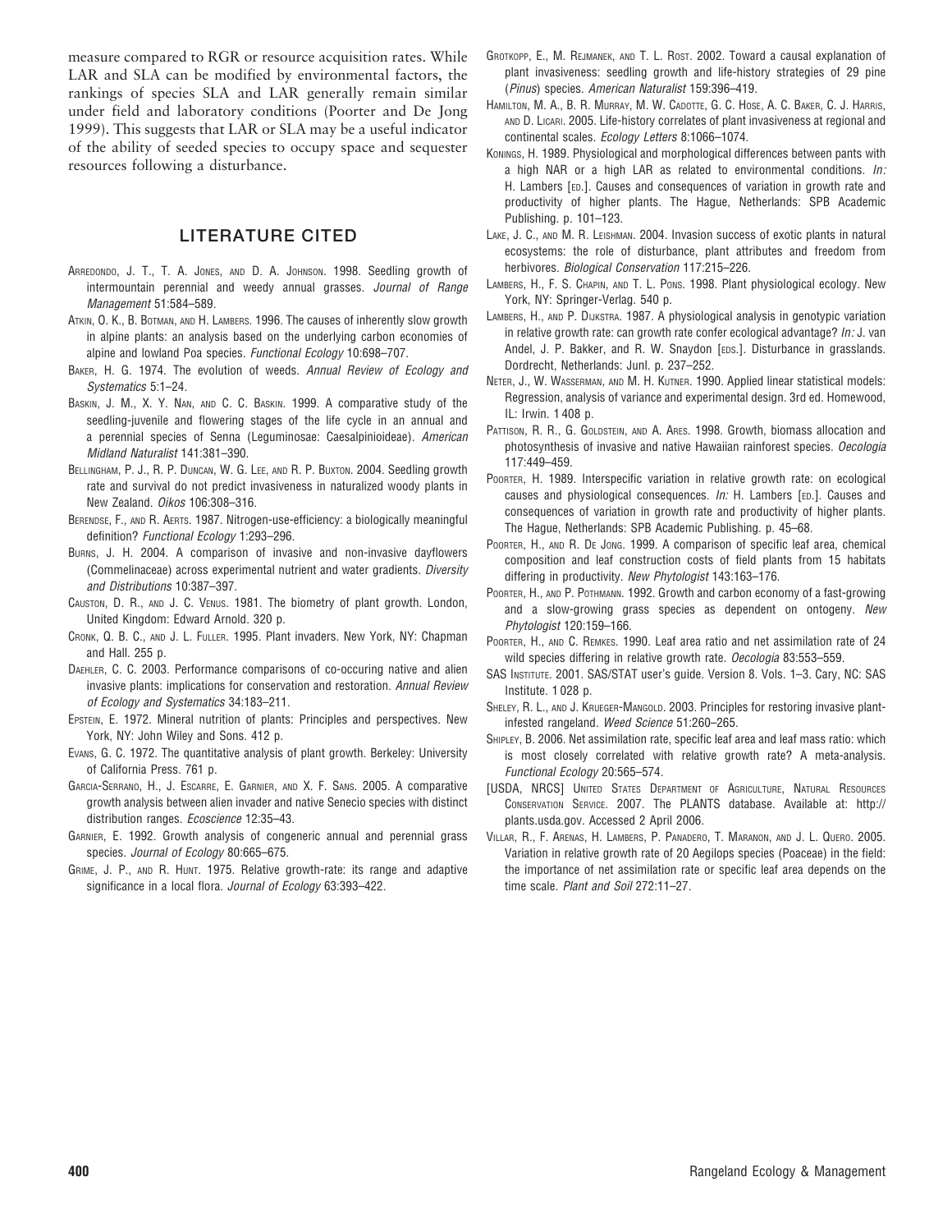measure compared to RGR or resource acquisition rates. While LAR and SLA can be modified by environmental factors, the rankings of species SLA and LAR generally remain similar under field and laboratory conditions (Poorter and De Jong 1999). This suggests that LAR or SLA may be a useful indicator of the ability of seeded species to occupy space and sequester resources following a disturbance.

## LITERATURE CITED

Arredondo, J. T., T. A. Jones, and D. A. Johnson. 1998. Seedling growth of intermountain perennial and weedy annual grasses. *Journal of Range Management* 51:584–589.

Atkin, O. K., B. Botman, and H. Lambers. 1996. The causes of inherently slow growth in alpine plants: an analysis based on the underlying carbon economies of alpine and lowland Poa species. *Functional Ecology* 10:698–707.

Baker, H. G. 1974. The evolution of weeds. *Annual Review of Ecology and Systematics* 5:1–24.

Baskin, J. M., X. Y. Nan, and C. C. Baskin. 1999. A comparative study of the seedling-juvenile and flowering stages of the life cycle in an annual and a perennial species of Senna (Leguminosae: Caesalpinioideae). *American Midland Naturalist* 141:381–390.

Bellingham, P. J., R. P. Duncan, W. G. Lee, and R. P. Buxton. 2004. Seedling growth rate and survival do not predict invasiveness in naturalized woody plants in New Zealand. *Oikos* 106:308–316.

Berendse, F., and R. Aerts. 1987. Nitrogen-use-efficiency: a biologically meaningful definition? *Functional Ecology* 1:293–296.

Burns, J. H. 2004. A comparison of invasive and non-invasive dayflowers (Commelinaceae) across experimental nutrient and water gradients. *Diversity and Distributions* 10:387–397.

Causton, D. R., and J. C. Venus. 1981. The biometry of plant growth. London, United Kingdom: Edward Arnold. 320 p.

Cronk, Q. B. C., and J. L. Fuller. 1995. Plant invaders. New York, NY: Chapman and Hall. 255 p.

Daehler, C. C. 2003. Performance comparisons of co-occuring native and alien invasive plants: implications for conservation and restoration. *Annual Review of Ecology and Systematics* 34:183–211.

Epstein, E. 1972. Mineral nutrition of plants: Principles and perspectives. New York, NY: John Wiley and Sons. 412 p.

Evans, G. C. 1972. The quantitative analysis of plant growth. Berkeley: University of California Press. 761 p.

Garcia-Serrano, H., J. Escarre, E. Garnier, and F. X. Sans. 2005. A comparative growth analysis between alien invader and native Senecio species with distinct distribution ranges. *Ecoscience* 12:35–43.

Garnier, E. 1992. Growth analysis of congeneric annual and perennial grass species. *Journal of Ecology* 80:665–675.

Grime, J. P., and R. Hunt. 1975. Relative growth-rate: its range and adaptive significance in a local flora. *Journal of Ecology* 63:393–422.

Grotkopp, E., M. Rejmanek, and T. L. Rost. 2002. Toward a causal explanation of plant invasiveness: seedling growth and life-history strategies of 29 pine (*Pinus*) species. *American Naturalist* 159:396–419.

Hamilton, M. A., B. R. Murray, M. W. Cadotte, G. C. Hose, A. C. Baker, C. J. Harris, and D. Licari. 2005. Life-history correlates of plant invasiveness at regional and continental scales. *Ecology Letters* 8:1066–1074.

Konings, H. 1989. Physiological and morphological differences between pants with a high NAR or a high LAR as related to environmental conditions. *In:* H. Lambers [ed.]. Causes and consequences of variation in growth rate and productivity of higher plants. The Hague, Netherlands: SPB Academic Publishing. p. 101–123.

Lake, J. C., and M. R. Leishman. 2004. Invasion success of exotic plants in natural ecosystems: the role of disturbance, plant attributes and freedom from herbivores. *Biological Conservation* 117:215–226.

Lambers, H., F. S. Chapin, and T. L. Pons. 1998. Plant physiological ecology. New York, NY: Springer-Verlag. 540 p.

Lambers, H., and P. Dijkstra. 1987. A physiological analysis in genotypic variation in relative growth rate: can growth rate confer ecological advantage? *In:* J. van Andel, J. P. Bakker, and R. W. Snaydon [eds.]. Disturbance in grasslands. Dordrecht, Netherlands: Junl. p. 237–252.

Neter, J., W. Wasserman, and M. H. Kutner. 1990. Applied linear statistical models: Regression, analysis of variance and experimental design. 3rd ed. Homewood, IL: Irwin. 1 408 p.

Pattison, R. R., G. Goldstein, and A. Ares. 1998. Growth, biomass allocation and photosynthesis of invasive and native Hawaiian rainforest species. *Oecologia* 117:449–459.

Poorter, H. 1989. Interspecific variation in relative growth rate: on ecological causes and physiological consequences. *In:* H. Lambers [ed.]. Causes and consequences of variation in growth rate and productivity of higher plants. The Hague, Netherlands: SPB Academic Publishing. p. 45–68.

Poorter, H., and R. De Jong. 1999. A comparison of specific leaf area, chemical composition and leaf construction costs of field plants from 15 habitats differing in productivity. *New Phytologist* 143:163–176.

Poorter, H., and P. Pothmann. 1992. Growth and carbon economy of a fast-growing and a slow-growing grass species as dependent on ontogeny. *New Phytologist* 120:159–166.

Poorter, H., and C. Remkes. 1990. Leaf area ratio and net assimilation rate of 24 wild species differing in relative growth rate. *Oecologia* 83:553–559.

SAS Institute. 2001. SAS/STAT user's guide. Version 8. Vols. 1–3. Cary, NC: SAS Institute. 1 028 p.

Sheley, R. L., and J. Krueger-Mangold. 2003. Principles for restoring invasive plant-infested rangeland. *Weed Science* 51:260–265.

Shipley, B. 2006. Net assimilation rate, specific leaf area and leaf mass ratio: which is most closely correlated with relative growth rate? A meta-analysis. *Functional Ecology* 20:565–574.

[USDA, NRCS] United States Department of Agriculture, Natural Resources Conservation Service. 2007. The PLANTS database. Available at: http://plants.usda.gov. Accessed 2 April 2006.

Villar, R., F. Arenas, H. Lambers, P. Panadero, T. Maranon, and J. L. Quero. 2005. Variation in relative growth rate of 20 Aegilops species (Poaceae) in the field: the importance of net assimilation rate or specific leaf area depends on the time scale. *Plant and Soil* 272:11–27.